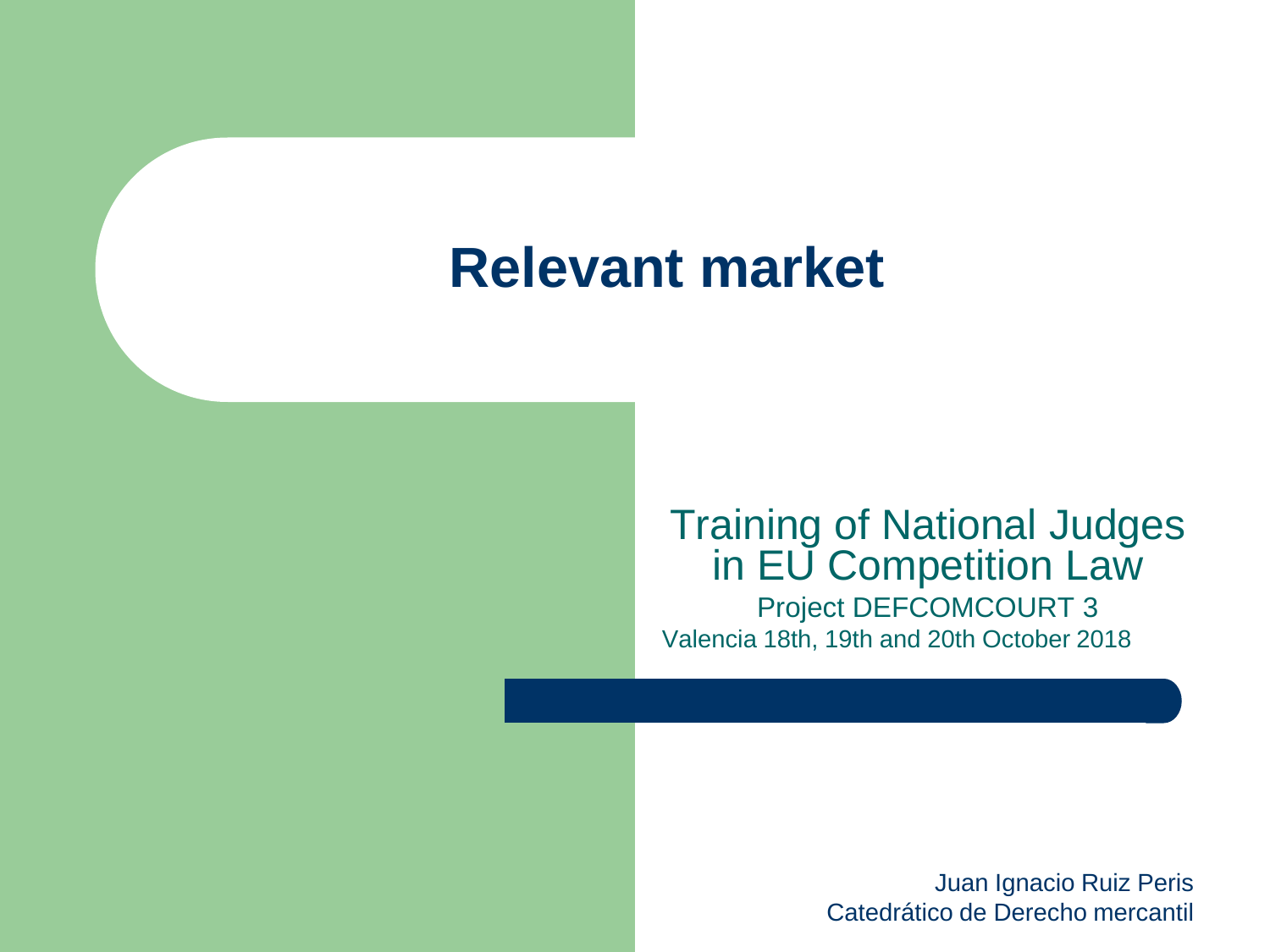# Relevant market

Training of National Judges in EU Competition Law

Project DEFCOMCOURT 3

Valencia 18th, 19th and 20th October 2018

Juan Ignacio Ruiz Peris

Catedrático de Derecho mercantil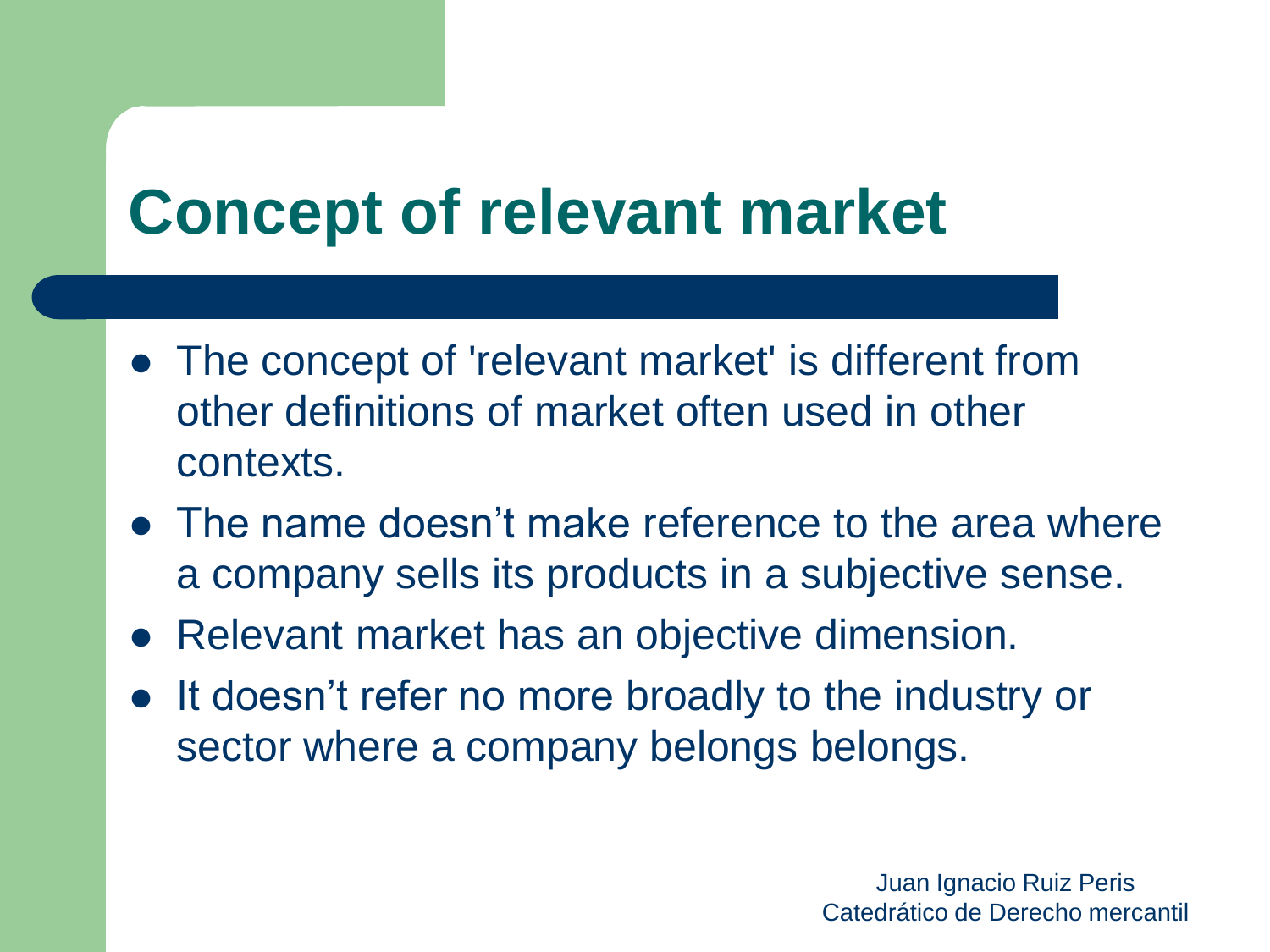# Concept of relevant market

- The concept of 'relevant market' is different from other definitions of market often used in other contexts.
- The name doesn’t make reference to the area where a company sells its products in a subjective sense.
- Relevant market has an objective dimension.
- It doesn’t refer no more broadly to the industry or sector where a company belongs belongs.

Juan Ignacio Ruiz Peris
Catedrático de Derecho mercantil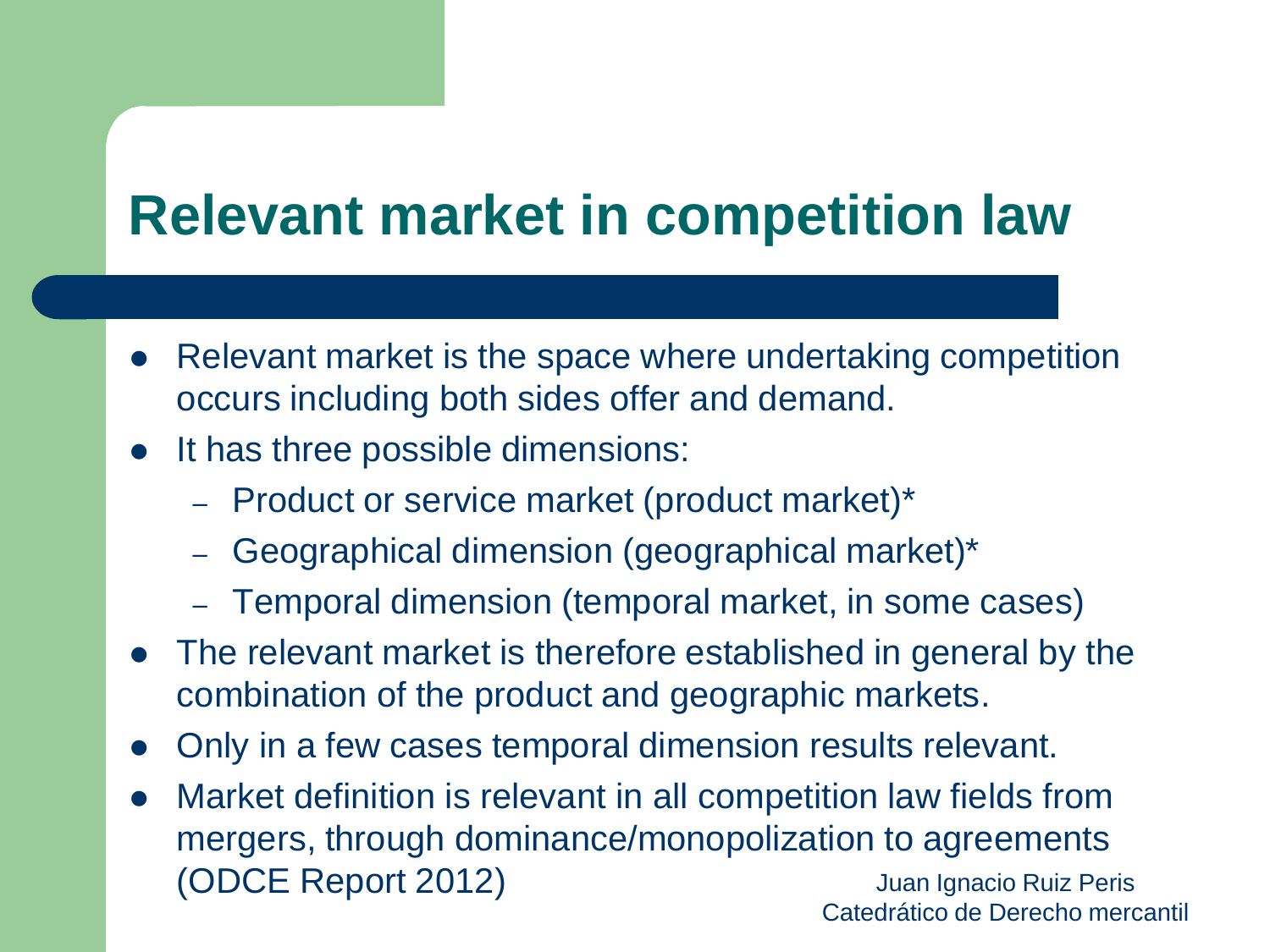# Relevant market in competition law

- Relevant market is the space where undertaking competition occurs including both sides offer and demand.
- It has three possible dimensions:
  - Product or service market (product market)*
  - Geographical dimension (geographical market)*
  - Temporal dimension (temporal market, in some cases)
- The relevant market is therefore established in general by the combination of the product and geographic markets.
- Only in a few cases temporal dimension results relevant.
- Market definition is relevant in all competition law fields from mergers, through dominance/monopolization to agreements (ODCE Report 2012)

Juan Ignacio Ruiz Peris
Catedrático de Derecho mercantil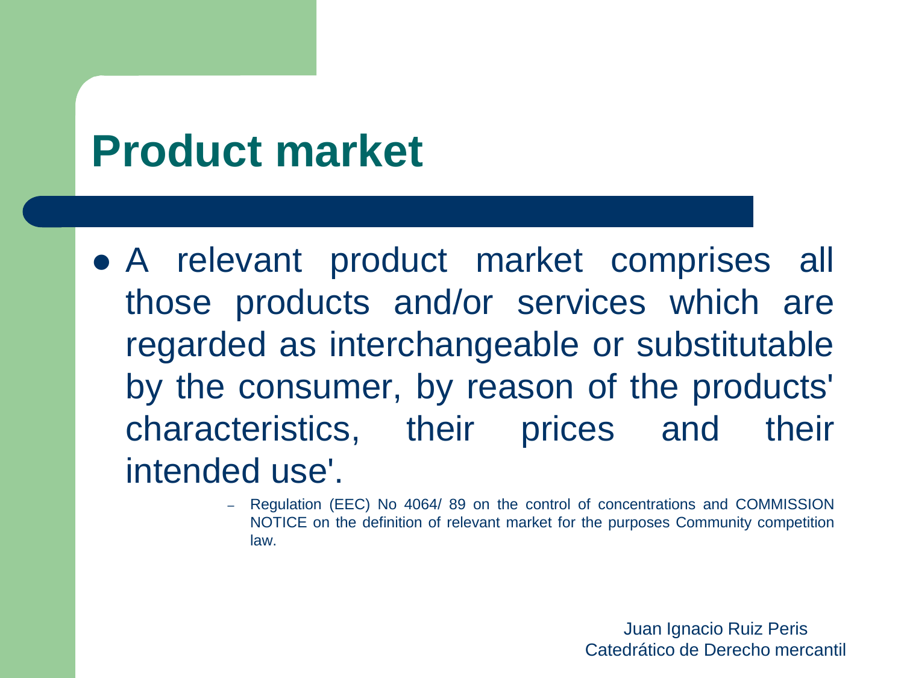# Product market

- A relevant product market comprises all those products and/or services which are regarded as interchangeable or substitutable by the consumer, by reason of the products' characteristics, their prices and their intended use'.
  - Regulation (EEC) No 4064/ 89 on the control of concentrations and COMMISSION NOTICE on the definition of relevant market for the purposes Community competition law.

Juan Ignacio Ruiz Peris
Catedrático de Derecho mercantil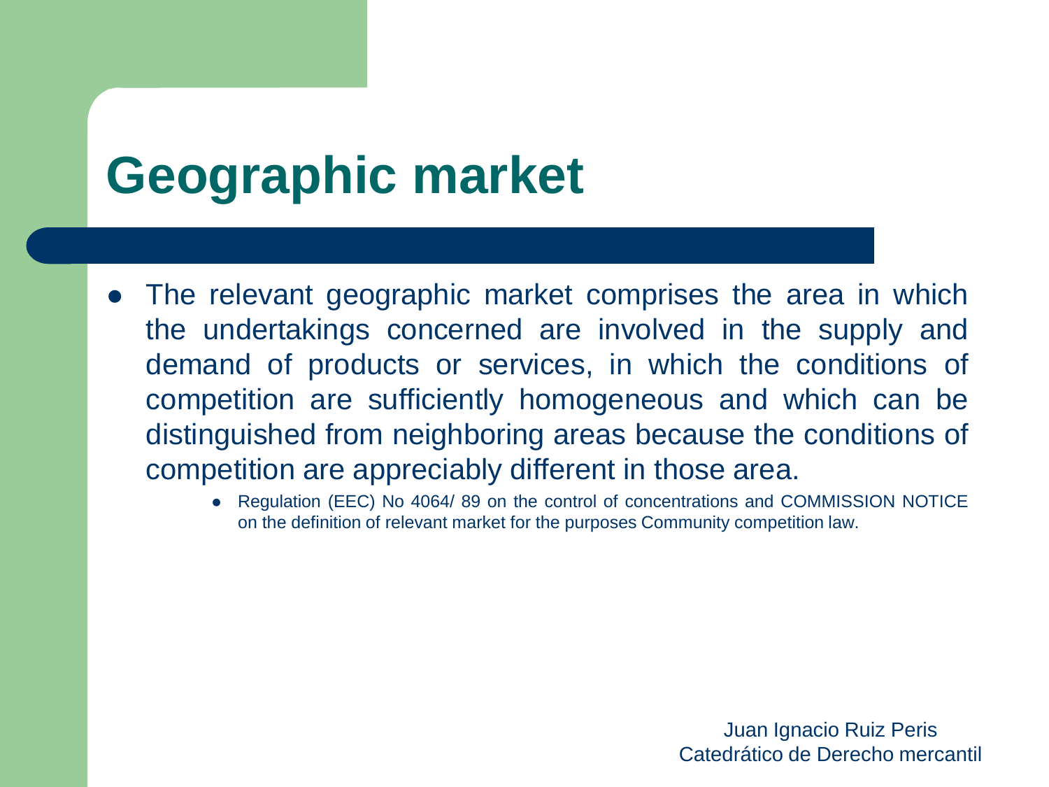# Geographic market

- The relevant geographic market comprises the area in which the undertakings concerned are involved in the supply and demand of products or services, in which the conditions of competition are sufficiently homogeneous and which can be distinguished from neighboring areas because the conditions of competition are appreciably different in those area.
  - Regulation (EEC) No 4064/ 89 on the control of concentrations and COMMISSION NOTICE on the definition of relevant market for the purposes Community competition law.

Juan Ignacio Ruiz Peris
Catedrático de Derecho mercantil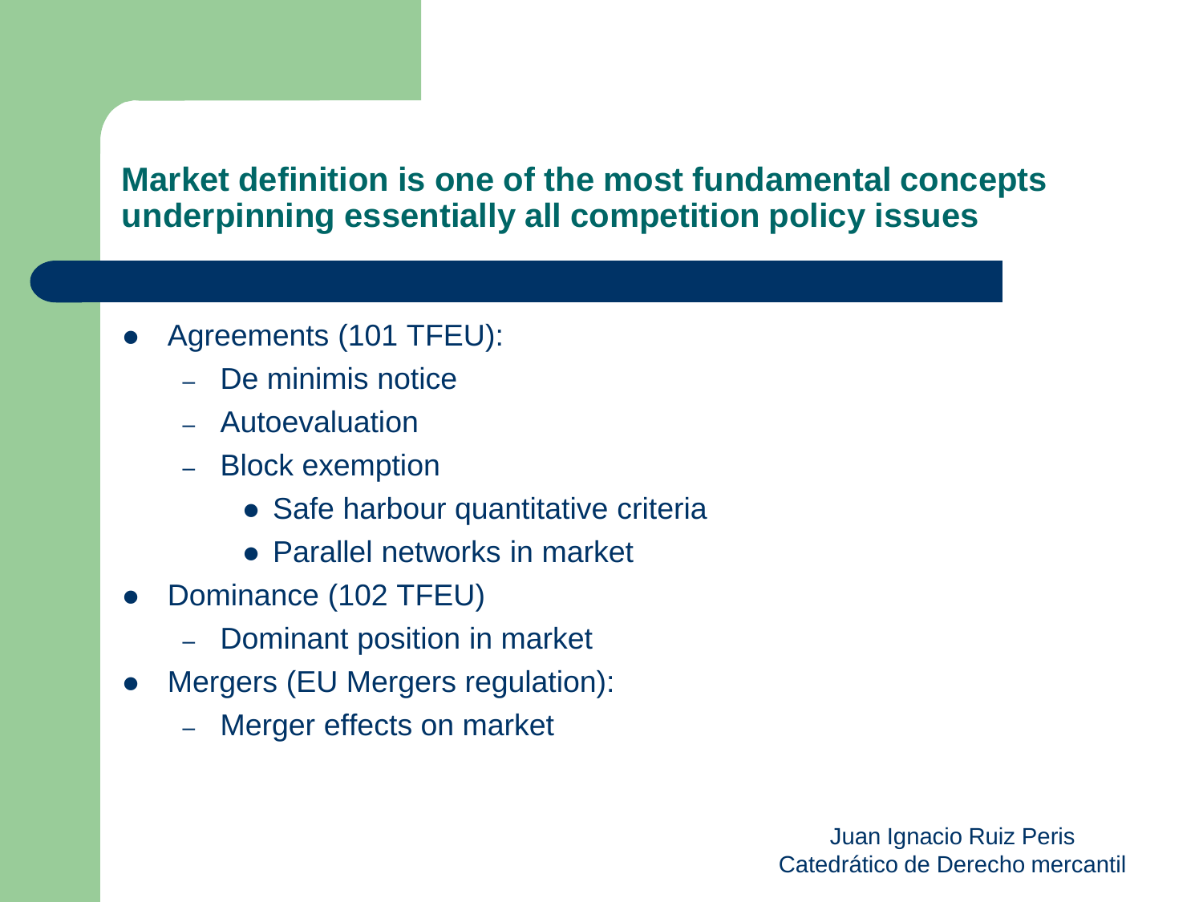## Market definition is one of the most fundamental concepts underpinning essentially all competition policy issues

- Agreements (101 TFEU):
  - De minimis notice
  - Autoevaluation
  - Block exemption
    - Safe harbour quantitative criteria
    - Parallel networks in market
- Dominance (102 TFEU)
  - Dominant position in market
- Mergers (EU Mergers regulation):
  - Merger effects on market

Juan Ignacio Ruiz Peris
Catedrático de Derecho mercantil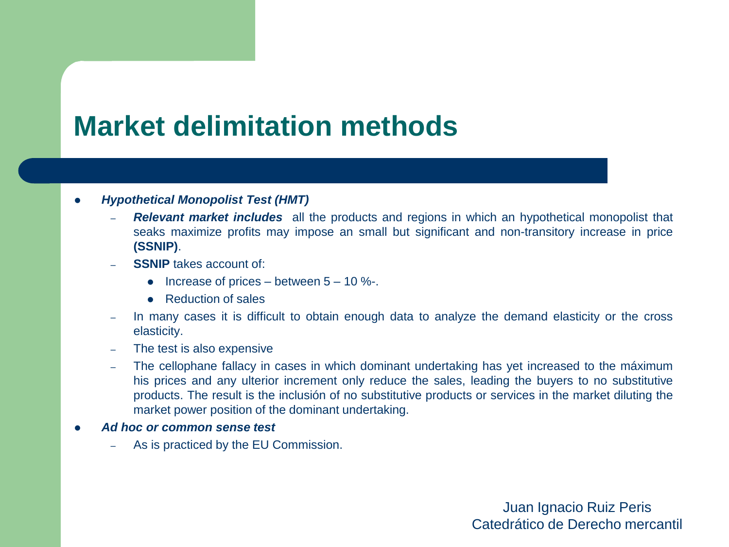# Market delimitation methods

- ***Hypothetical Monopolist Test (HMT)***
  - ***Relevant market includes*** all the products and regions in which an hypothetical monopolist that seaks maximize profits may impose an small but significant and non-transitory increase in price **(SSNIP)**.
  - **SSNIP** takes account of:
    - Increase of prices – between 5 – 10 %-.
    - Reduction of sales
  - In many cases it is difficult to obtain enough data to analyze the demand elasticity or the cross elasticity.
  - The test is also expensive
  - The cellophane fallacy in cases in which dominant undertaking has yet increased to the máximum his prices and any ulterior increment only reduce the sales, leading the buyers to no substitutive products. The result is the inclusión of no substitutive products or services in the market diluting the market power position of the dominant undertaking.
- ***Ad hoc or common sense test***
  - As is practiced by the EU Commission.

Juan Ignacio Ruiz Peris
Catedrático de Derecho mercantil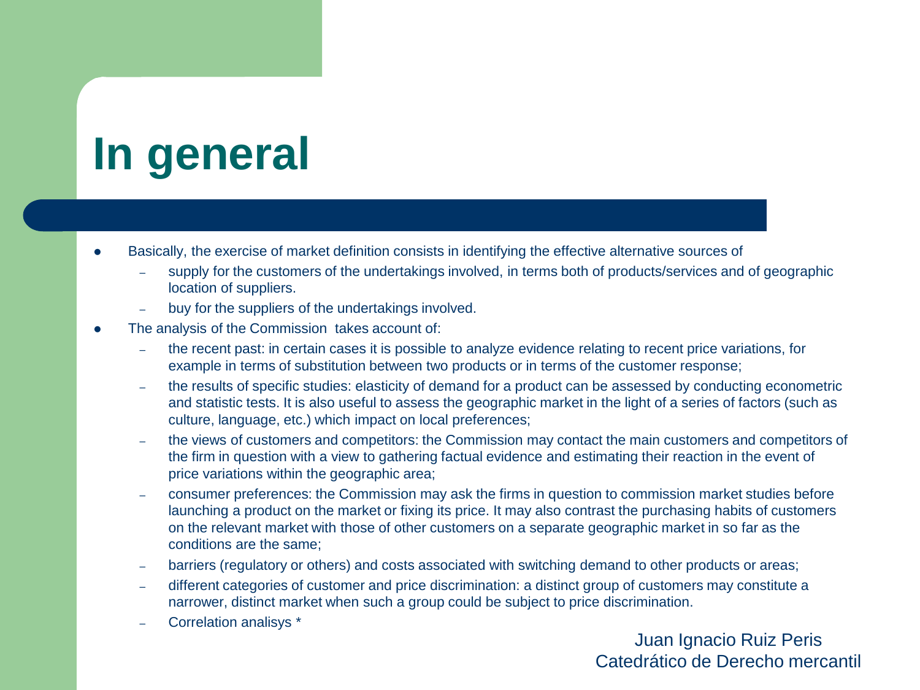# In general

- Basically, the exercise of market definition consists in identifying the effective alternative sources of
  - supply for the customers of the undertakings involved, in terms both of products/services and of geographic location of suppliers.
  - buy for the suppliers of the undertakings involved.
- The analysis of the Commission takes account of:
  - the recent past: in certain cases it is possible to analyze evidence relating to recent price variations, for example in terms of substitution between two products or in terms of the customer response;
  - the results of specific studies: elasticity of demand for a product can be assessed by conducting econometric and statistic tests. It is also useful to assess the geographic market in the light of a series of factors (such as culture, language, etc.) which impact on local preferences;
  - the views of customers and competitors: the Commission may contact the main customers and competitors of the firm in question with a view to gathering factual evidence and estimating their reaction in the event of price variations within the geographic area;
  - consumer preferences: the Commission may ask the firms in question to commission market studies before launching a product on the market or fixing its price. It may also contrast the purchasing habits of customers on the relevant market with those of other customers on a separate geographic market in so far as the conditions are the same;
  - barriers (regulatory or others) and costs associated with switching demand to other products or areas;
  - different categories of customer and price discrimination: a distinct group of customers may constitute a narrower, distinct market when such a group could be subject to price discrimination.
  - Correlation analisys *

Juan Ignacio Ruiz Peris
Catedrático de Derecho mercantil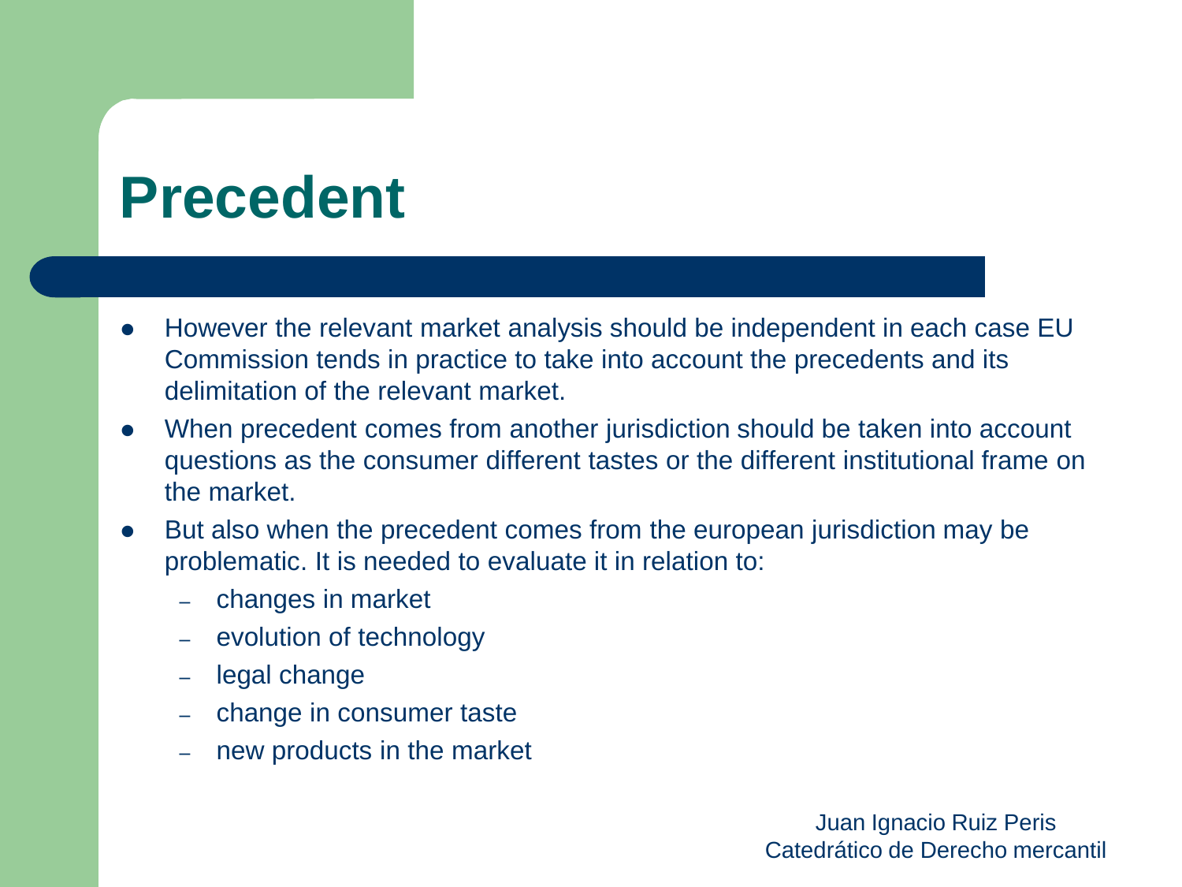# Precedent

- However the relevant market analysis should be independent in each case EU Commission tends in practice to take into account the precedents and its delimitation of the relevant market.
- When precedent comes from another jurisdiction should be taken into account questions as the consumer different tastes or the different institutional frame on the market.
- But also when the precedent comes from the european jurisdiction may be problematic. It is needed to evaluate it in relation to:
  - changes in market
  - evolution of technology
  - legal change
  - change in consumer taste
  - new products in the market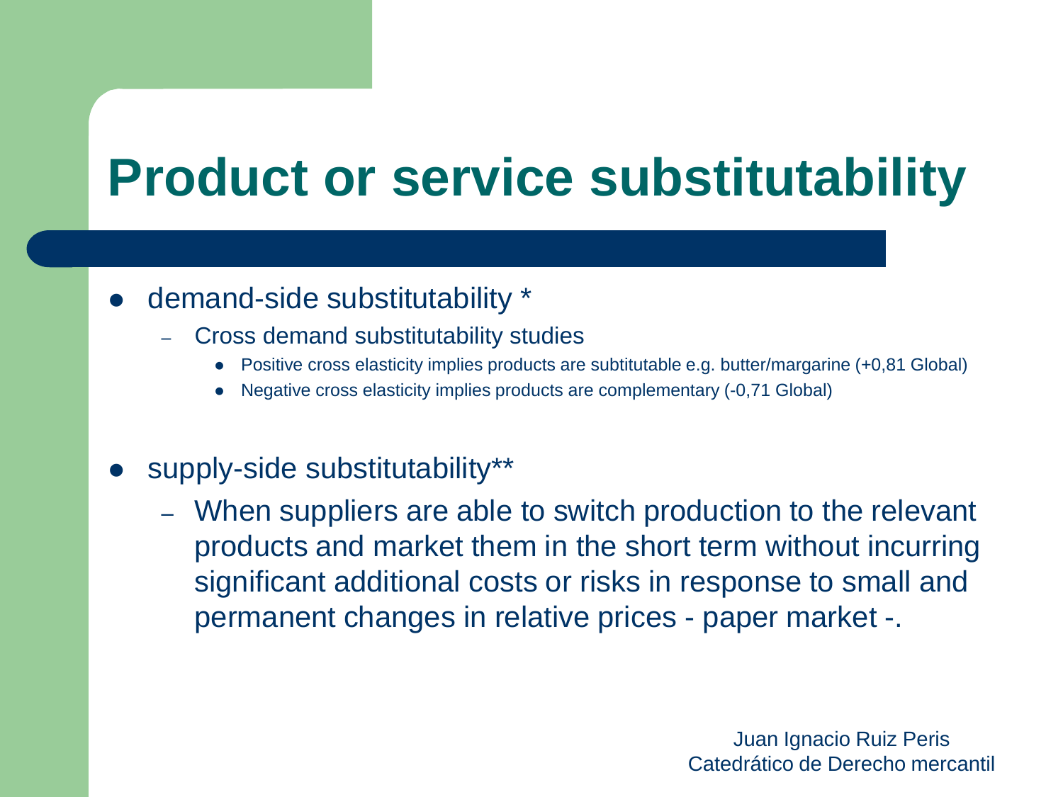# Product or service substitutability

- demand-side substitutability *
  - Cross demand substitutability studies
    - Positive cross elasticity implies products are subtitutable e.g. butter/margarine (+0,81 Global)
    - Negative cross elasticity implies products are complementary (-0,71 Global)

- supply-side substitutability**
  - When suppliers are able to switch production to the relevant products and market them in the short term without incurring significant additional costs or risks in response to small and permanent changes in relative prices - paper market -.

Juan Ignacio Ruiz Peris
Catedrático de Derecho mercantil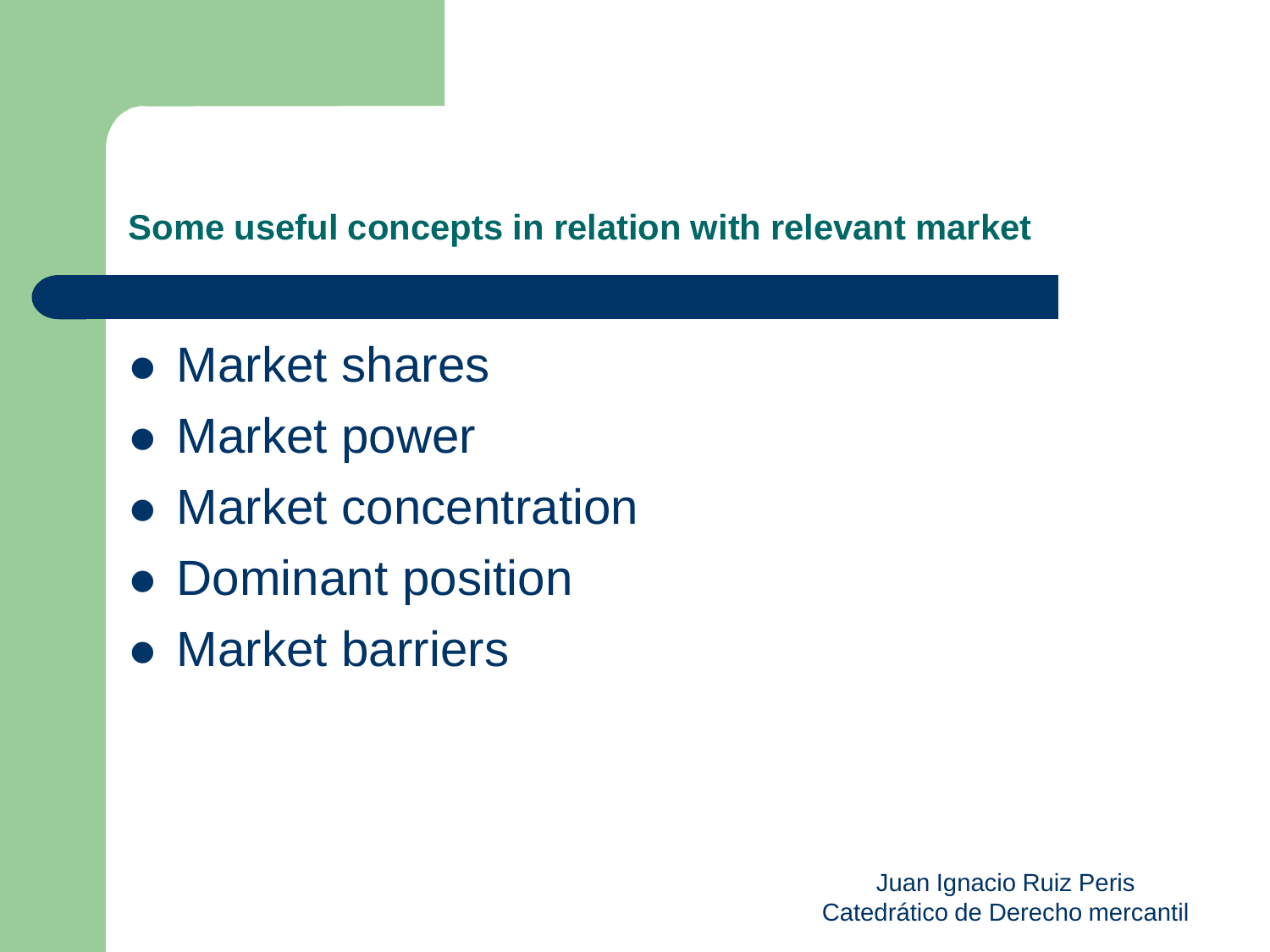## Some useful concepts in relation with relevant market

- Market shares
- Market power
- Market concentration
- Dominant position
- Market barriers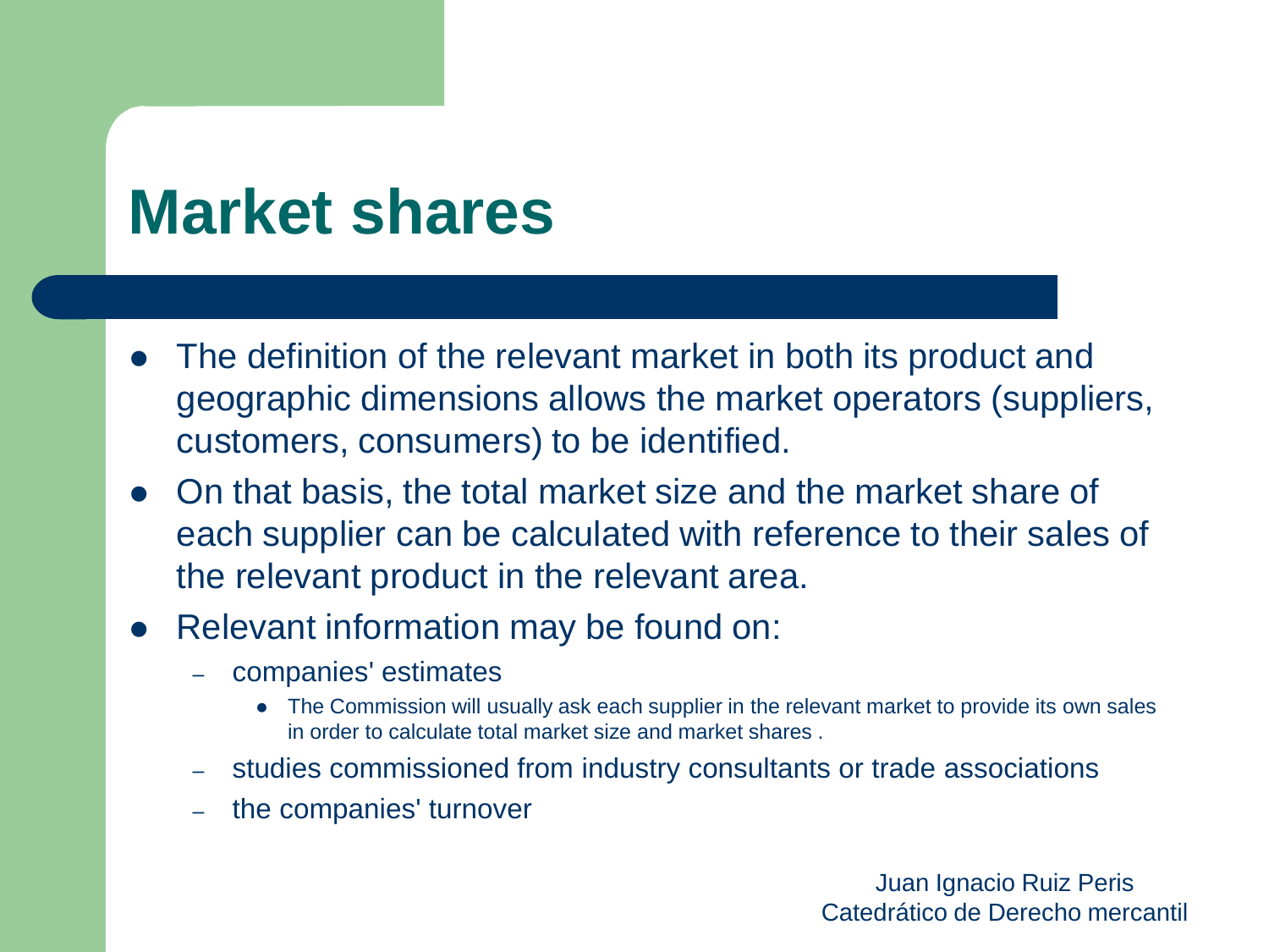# Market shares

- The definition of the relevant market in both its product and geographic dimensions allows the market operators (suppliers, customers, consumers) to be identified.
- On that basis, the total market size and the market share of each supplier can be calculated with reference to their sales of the relevant product in the relevant area.
- Relevant information may be found on:
  - companies' estimates
    - The Commission will usually ask each supplier in the relevant market to provide its own sales in order to calculate total market size and market shares .
  - studies commissioned from industry consultants or trade associations
  - the companies' turnover

Juan Ignacio Ruiz Peris
Catedrático de Derecho mercantil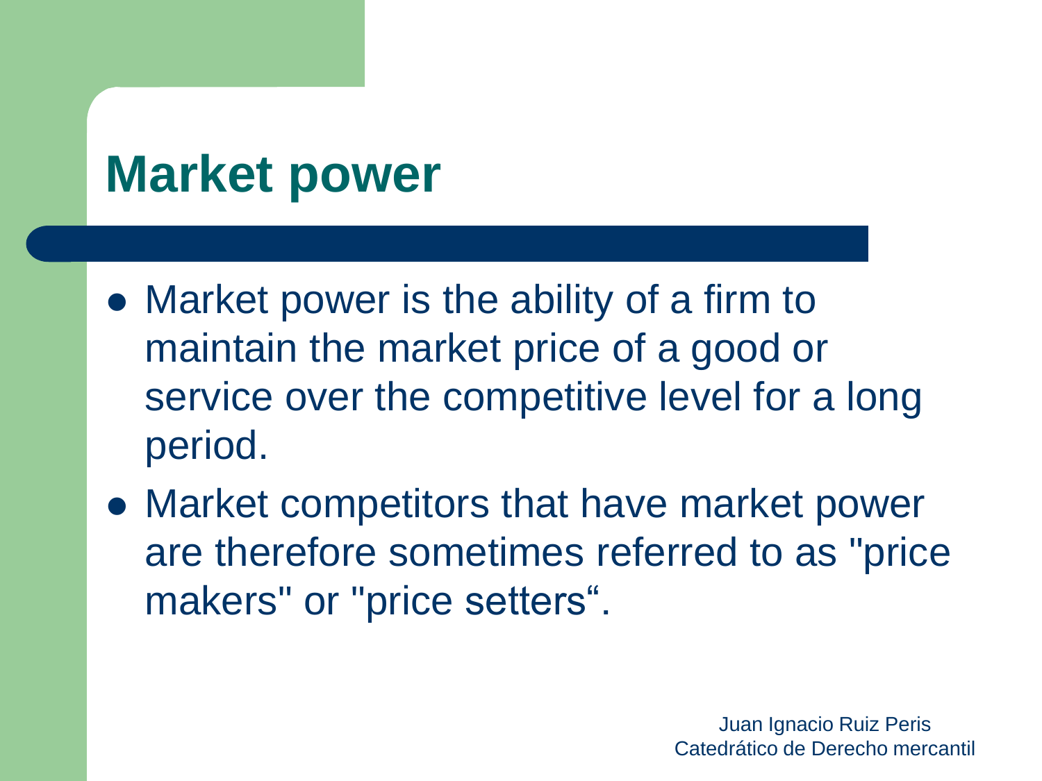# Market power

- Market power is the ability of a firm to maintain the market price of a good or service over the competitive level for a long period.
- Market competitors that have market power are therefore sometimes referred to as "price makers" or "price setters“.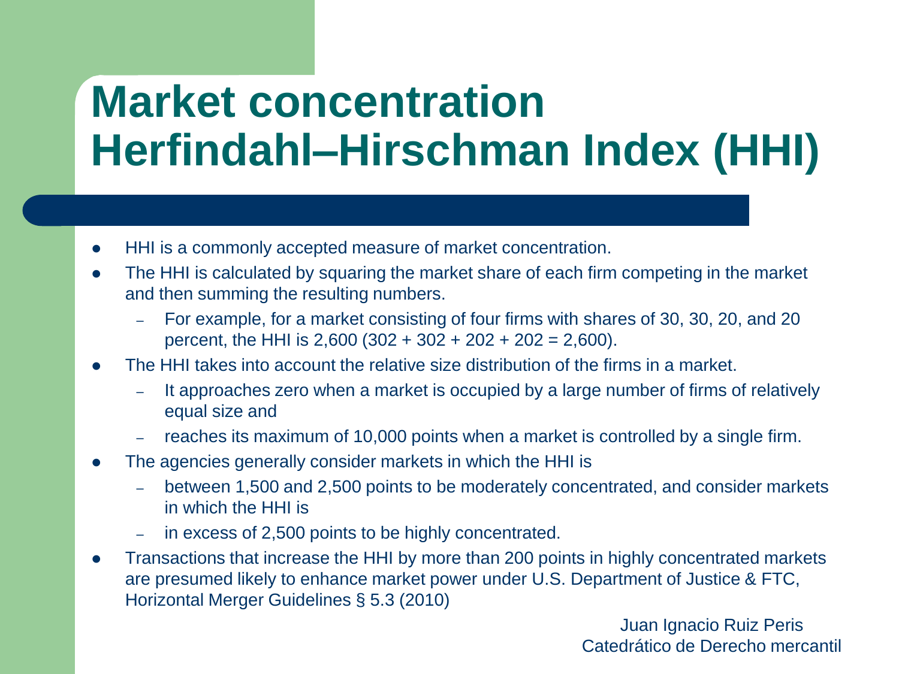# Market concentration Herfindahl–Hirschman Index (HHI)

- HHI is a commonly accepted measure of market concentration.
- The HHI is calculated by squaring the market share of each firm competing in the market and then summing the resulting numbers.
  - For example, for a market consisting of four firms with shares of 30, 30, 20, and 20 percent, the HHI is 2,600 (302 + 302 + 202 + 202 = 2,600).
- The HHI takes into account the relative size distribution of the firms in a market.
  - It approaches zero when a market is occupied by a large number of firms of relatively equal size and
  - reaches its maximum of 10,000 points when a market is controlled by a single firm.
- The agencies generally consider markets in which the HHI is
  - between 1,500 and 2,500 points to be moderately concentrated, and consider markets in which the HHI is
  - in excess of 2,500 points to be highly concentrated.
- Transactions that increase the HHI by more than 200 points in highly concentrated markets are presumed likely to enhance market power under U.S. Department of Justice & FTC, Horizontal Merger Guidelines § 5.3 (2010)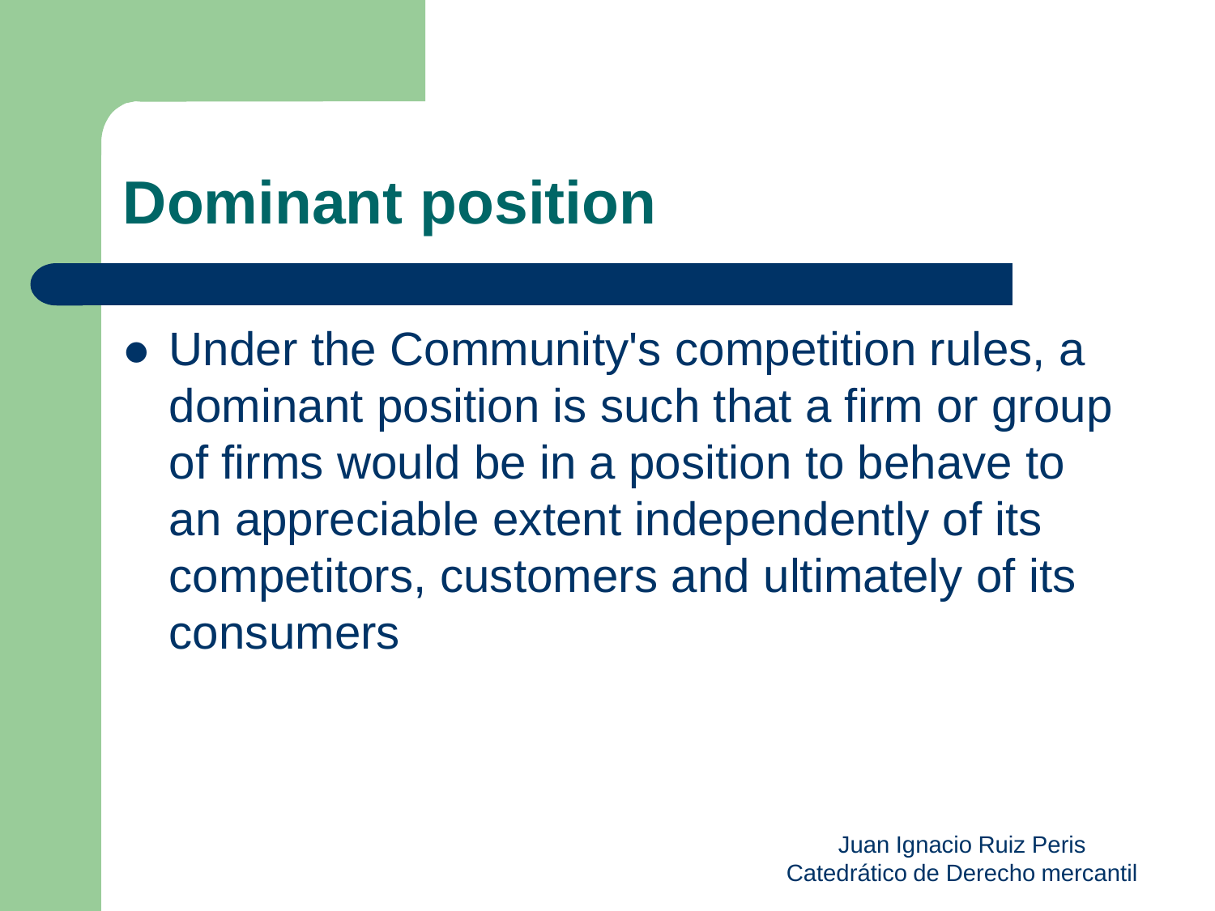# Dominant position

- Under the Community's competition rules, a dominant position is such that a firm or group of firms would be in a position to behave to an appreciable extent independently of its competitors, customers and ultimately of its consumers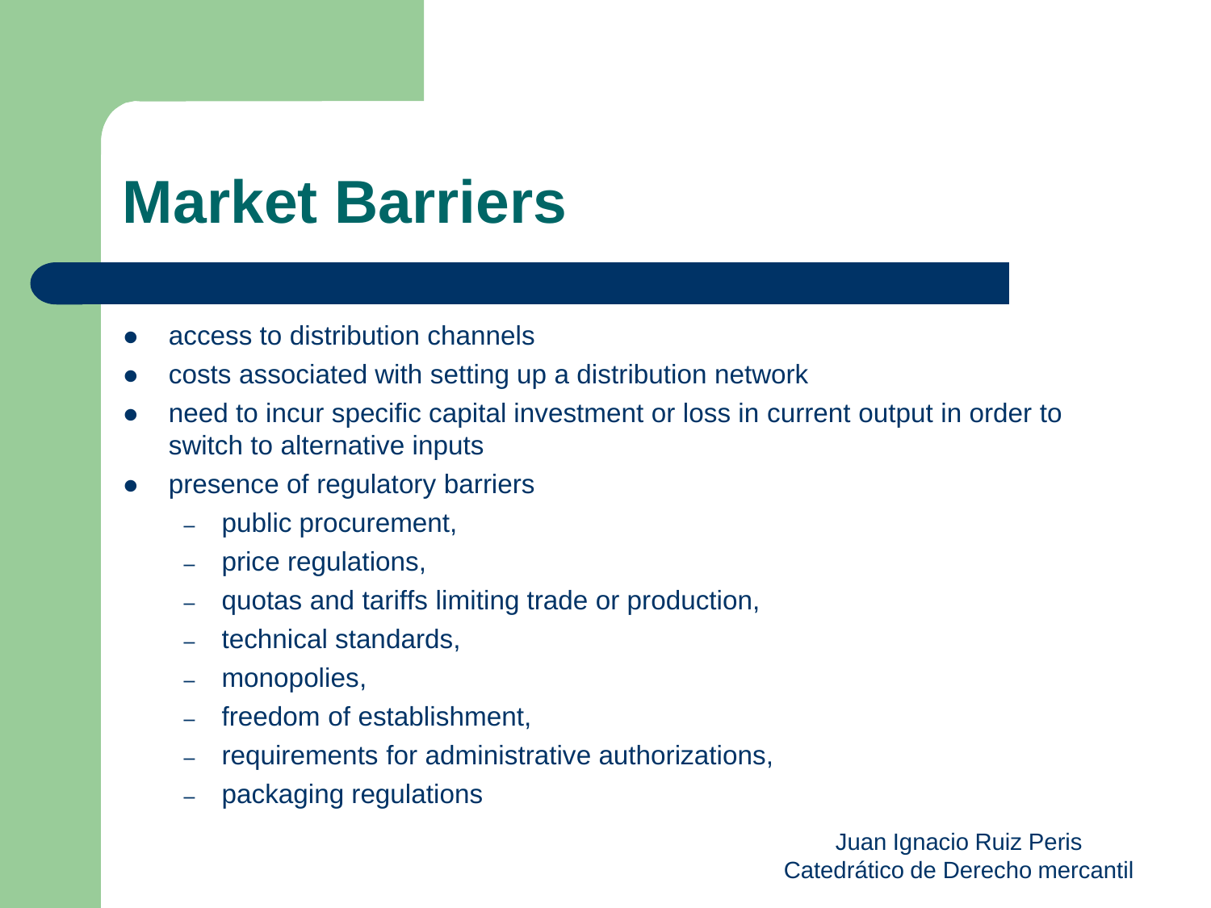# Market Barriers

- access to distribution channels
- costs associated with setting up a distribution network
- need to incur specific capital investment or loss in current output in order to switch to alternative inputs
- presence of regulatory barriers
  - public procurement,
  - price regulations,
  - quotas and tariffs limiting trade or production,
  - technical standards,
  - monopolies,
  - freedom of establishment,
  - requirements for administrative authorizations,
  - packaging regulations

Juan Ignacio Ruiz Peris
Catedrático de Derecho mercantil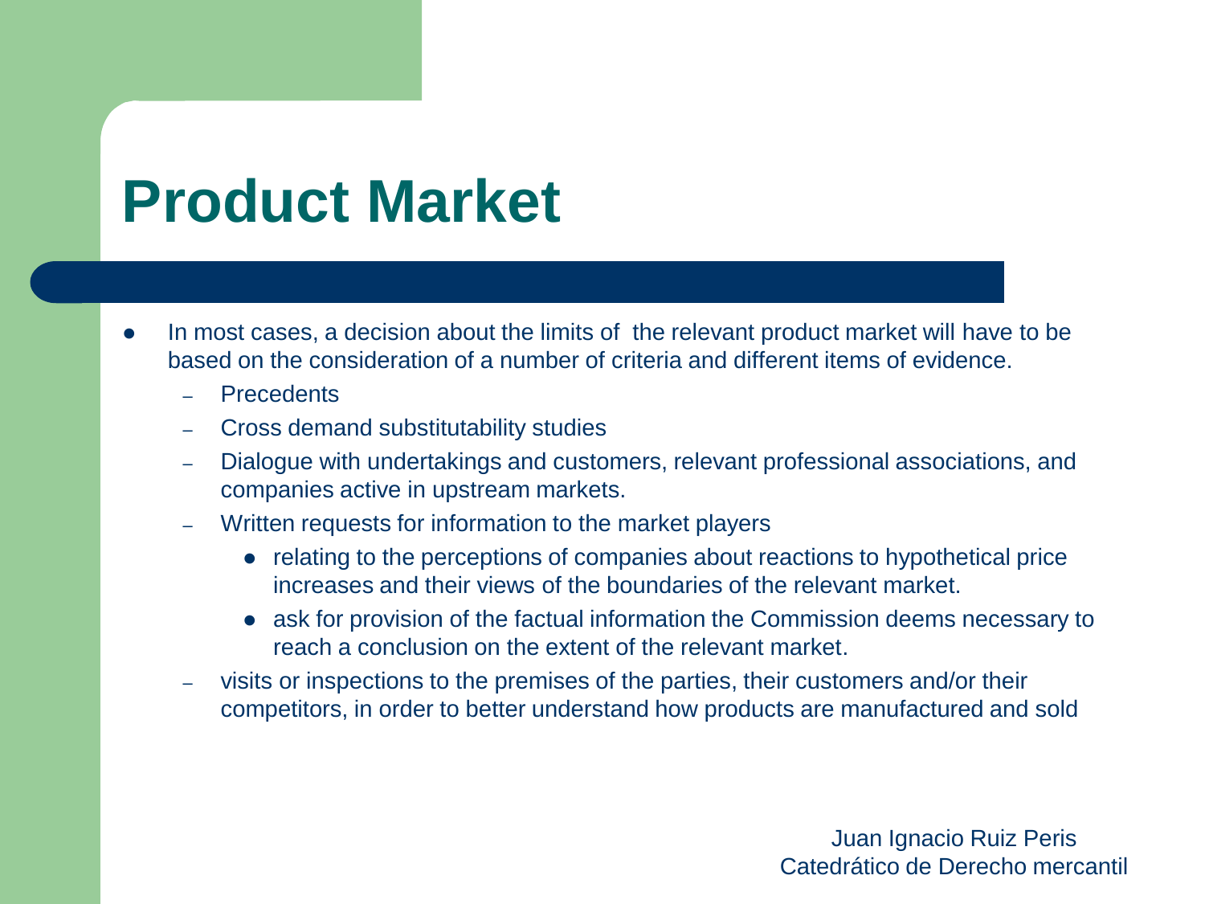# Product Market

- In most cases, a decision about the limits of the relevant product market will have to be based on the consideration of a number of criteria and different items of evidence.
  - Precedents
  - Cross demand substitutability studies
  - Dialogue with undertakings and customers, relevant professional associations, and companies active in upstream markets.
  - Written requests for information to the market players
    - relating to the perceptions of companies about reactions to hypothetical price increases and their views of the boundaries of the relevant market.
    - ask for provision of the factual information the Commission deems necessary to reach a conclusion on the extent of the relevant market.
  - visits or inspections to the premises of the parties, their customers and/or their competitors, in order to better understand how products are manufactured and sold

Juan Ignacio Ruiz Peris
Catedrático de Derecho mercantil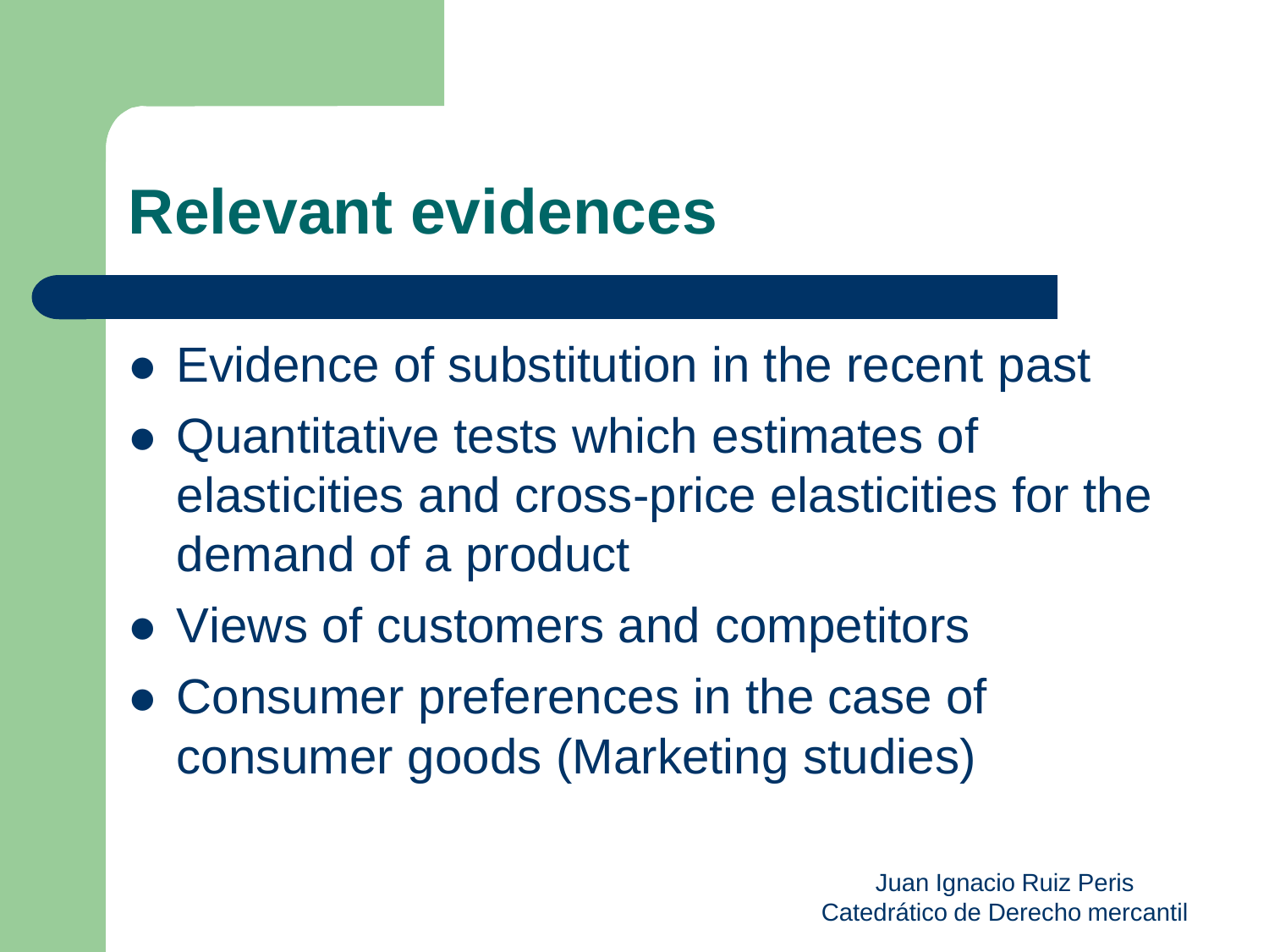# Relevant evidences

- Evidence of substitution in the recent past
- Quantitative tests which estimates of elasticities and cross-price elasticities for the demand of a product
- Views of customers and competitors
- Consumer preferences in the case of consumer goods (Marketing studies)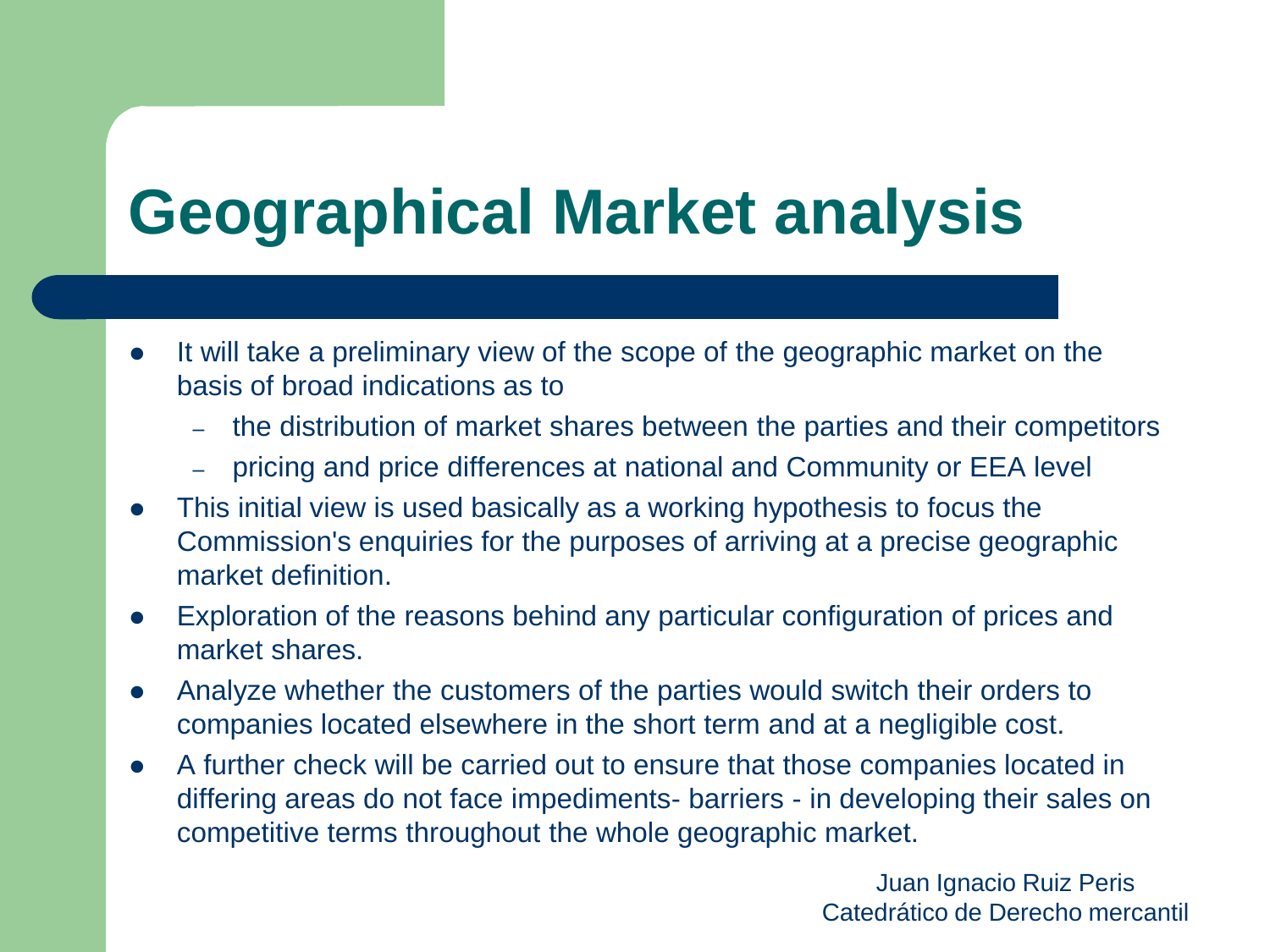# Geographical Market analysis

- It will take a preliminary view of the scope of the geographic market on the basis of broad indications as to
  - the distribution of market shares between the parties and their competitors
  - pricing and price differences at national and Community or EEA level
- This initial view is used basically as a working hypothesis to focus the Commission's enquiries for the purposes of arriving at a precise geographic market definition.
- Exploration of the reasons behind any particular configuration of prices and market shares.
- Analyze whether the customers of the parties would switch their orders to companies located elsewhere in the short term and at a negligible cost.
- A further check will be carried out to ensure that those companies located in differing areas do not face impediments- barriers - in developing their sales on competitive terms throughout the whole geographic market.

Juan Ignacio Ruiz Peris
Catedrático de Derecho mercantil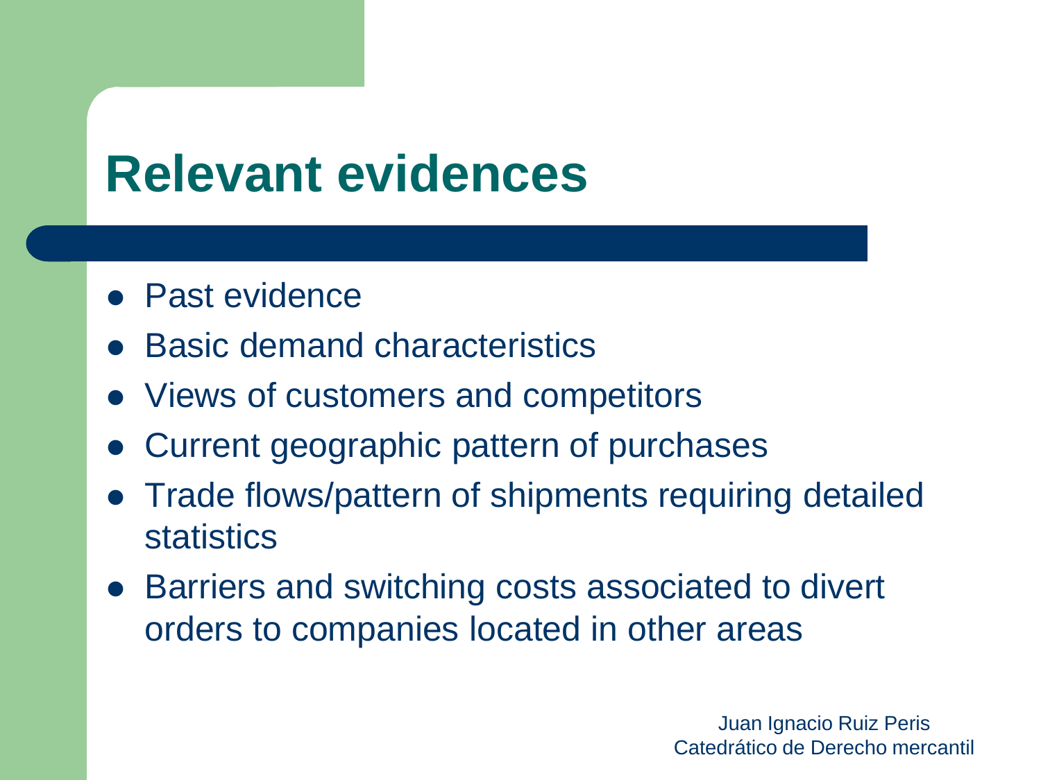# Relevant evidences

- Past evidence
- Basic demand characteristics
- Views of customers and competitors
- Current geographic pattern of purchases
- Trade flows/pattern of shipments requiring detailed statistics
- Barriers and switching costs associated to divert orders to companies located in other areas